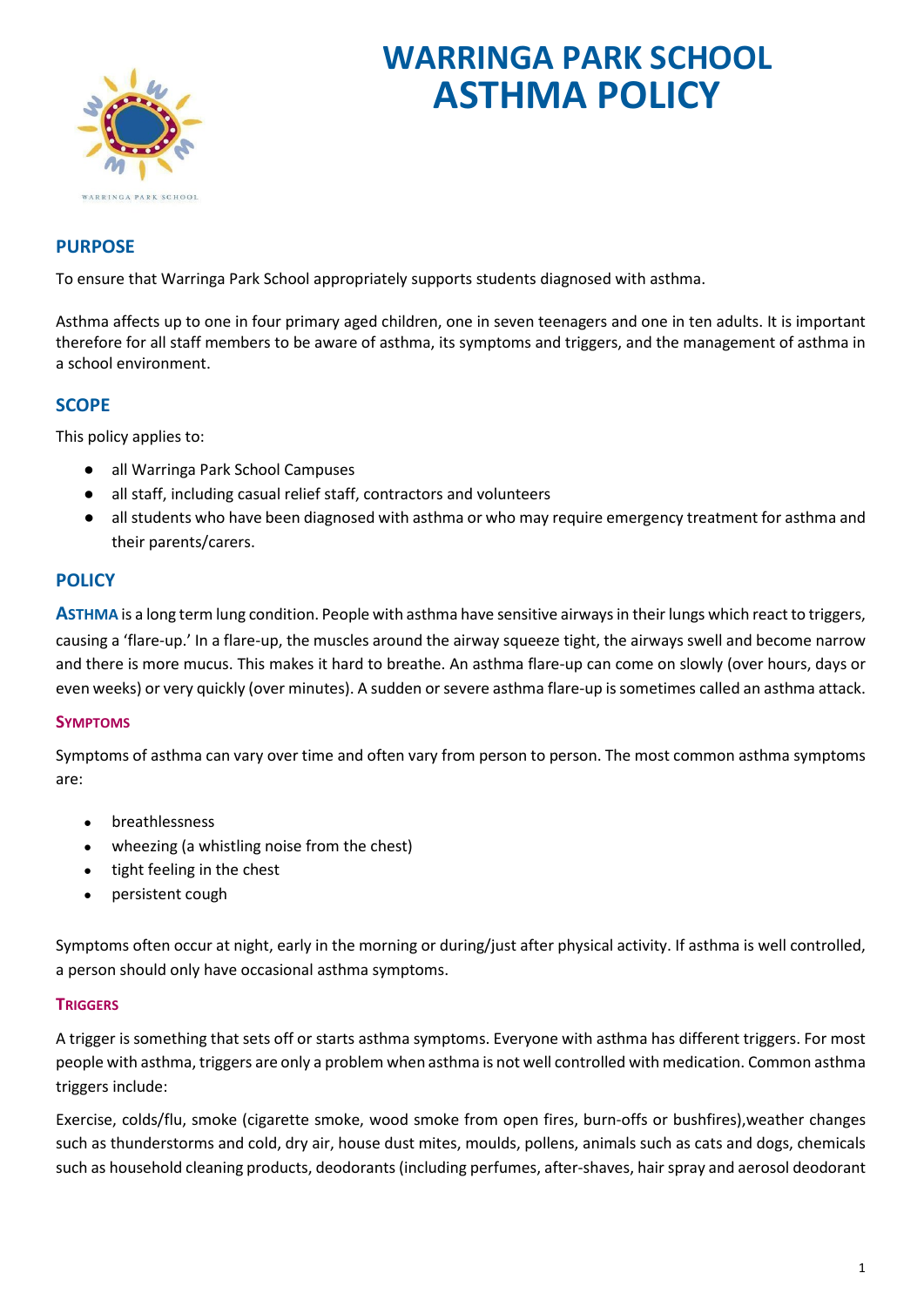# WARRINGA PARK SCHOOL
# ASTHMA POLICY

## PURPOSE

To ensure that Warringa Park School appropriately supports students diagnosed with asthma.

Asthma affects up to one in four primary aged children, one in seven teenagers and one in ten adults. It is important therefore for all staff members to be aware of asthma, its symptoms and triggers, and the management of asthma in a school environment.

## SCOPE

This policy applies to:

- all Warringa Park School Campuses
- all staff, including casual relief staff, contractors and volunteers
- all students who have been diagnosed with asthma or who may require emergency treatment for asthma and their parents/carers.

## POLICY

**ASTHMA** is a long term lung condition. People with asthma have sensitive airways in their lungs which react to triggers, causing a 'flare-up.' In a flare-up, the muscles around the airway squeeze tight, the airways swell and become narrow and there is more mucus. This makes it hard to breathe. An asthma flare-up can come on slowly (over hours, days or even weeks) or very quickly (over minutes). A sudden or severe asthma flare-up is sometimes called an asthma attack.

### SYMPTOMS

Symptoms of asthma can vary over time and often vary from person to person. The most common asthma symptoms are:

- breathlessness
- wheezing (a whistling noise from the chest)
- tight feeling in the chest
- persistent cough

Symptoms often occur at night, early in the morning or during/just after physical activity. If asthma is well controlled, a person should only have occasional asthma symptoms.

### TRIGGERS

A trigger is something that sets off or starts asthma symptoms. Everyone with asthma has different triggers. For most people with asthma, triggers are only a problem when asthma is not well controlled with medication. Common asthma triggers include:

Exercise, colds/flu, smoke (cigarette smoke, wood smoke from open fires, burn-offs or bushfires),weather changes such as thunderstorms and cold, dry air, house dust mites, moulds, pollens, animals such as cats and dogs, chemicals such as household cleaning products, deodorants (including perfumes, after-shaves, hair spray and aerosol deodorant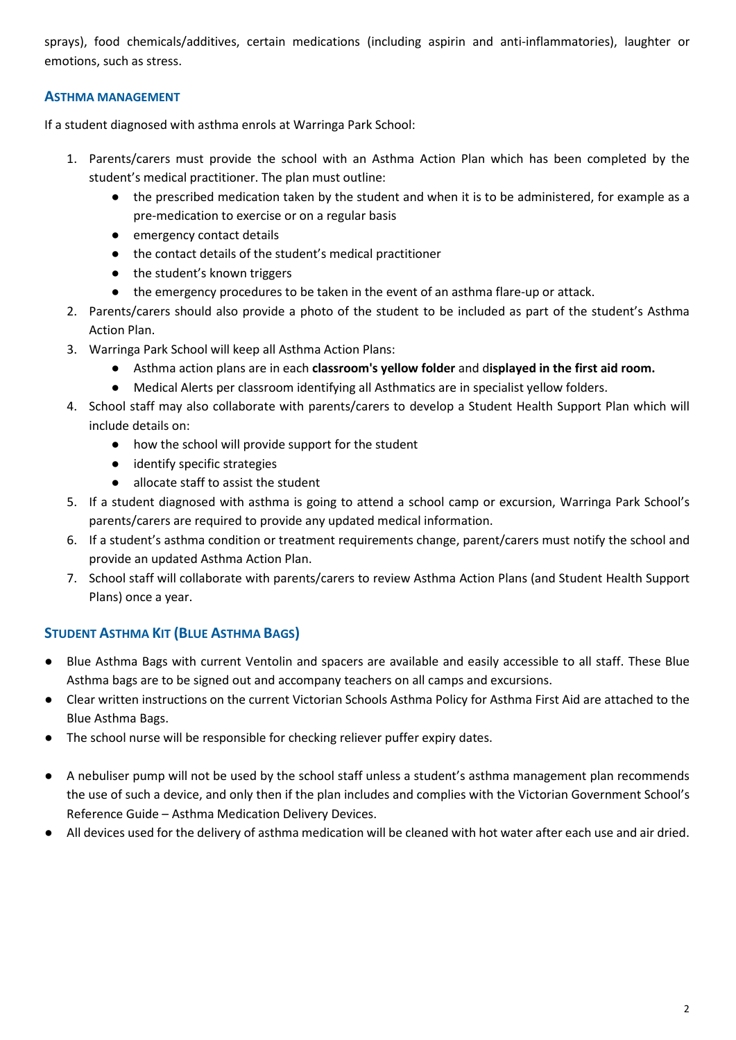sprays), food chemicals/additives, certain medications (including aspirin and anti-inflammatories), laughter or emotions, such as stress.

## ASTHMA MANAGEMENT

If a student diagnosed with asthma enrols at Warringa Park School:

1. Parents/carers must provide the school with an Asthma Action Plan which has been completed by the student's medical practitioner. The plan must outline:
   - the prescribed medication taken by the student and when it is to be administered, for example as a pre-medication to exercise or on a regular basis
   - emergency contact details
   - the contact details of the student's medical practitioner
   - the student's known triggers
   - the emergency procedures to be taken in the event of an asthma flare-up or attack.
2. Parents/carers should also provide a photo of the student to be included as part of the student's Asthma Action Plan.
3. Warringa Park School will keep all Asthma Action Plans:
   - Asthma action plans are in each **classroom's yellow folder** and d**isplayed in the first aid room.**
   - Medical Alerts per classroom identifying all Asthmatics are in specialist yellow folders.
4. School staff may also collaborate with parents/carers to develop a Student Health Support Plan which will include details on:
   - how the school will provide support for the student
   - identify specific strategies
   - allocate staff to assist the student
5. If a student diagnosed with asthma is going to attend a school camp or excursion, Warringa Park School's parents/carers are required to provide any updated medical information.
6. If a student's asthma condition or treatment requirements change, parent/carers must notify the school and provide an updated Asthma Action Plan.
7. School staff will collaborate with parents/carers to review Asthma Action Plans (and Student Health Support Plans) once a year.

## STUDENT ASTHMA KIT (BLUE ASTHMA BAGS)

- Blue Asthma Bags with current Ventolin and spacers are available and easily accessible to all staff. These Blue Asthma bags are to be signed out and accompany teachers on all camps and excursions.
- Clear written instructions on the current Victorian Schools Asthma Policy for Asthma First Aid are attached to the Blue Asthma Bags.
- The school nurse will be responsible for checking reliever puffer expiry dates.
- A nebuliser pump will not be used by the school staff unless a student's asthma management plan recommends the use of such a device, and only then if the plan includes and complies with the Victorian Government School's Reference Guide – Asthma Medication Delivery Devices.
- All devices used for the delivery of asthma medication will be cleaned with hot water after each use and air dried.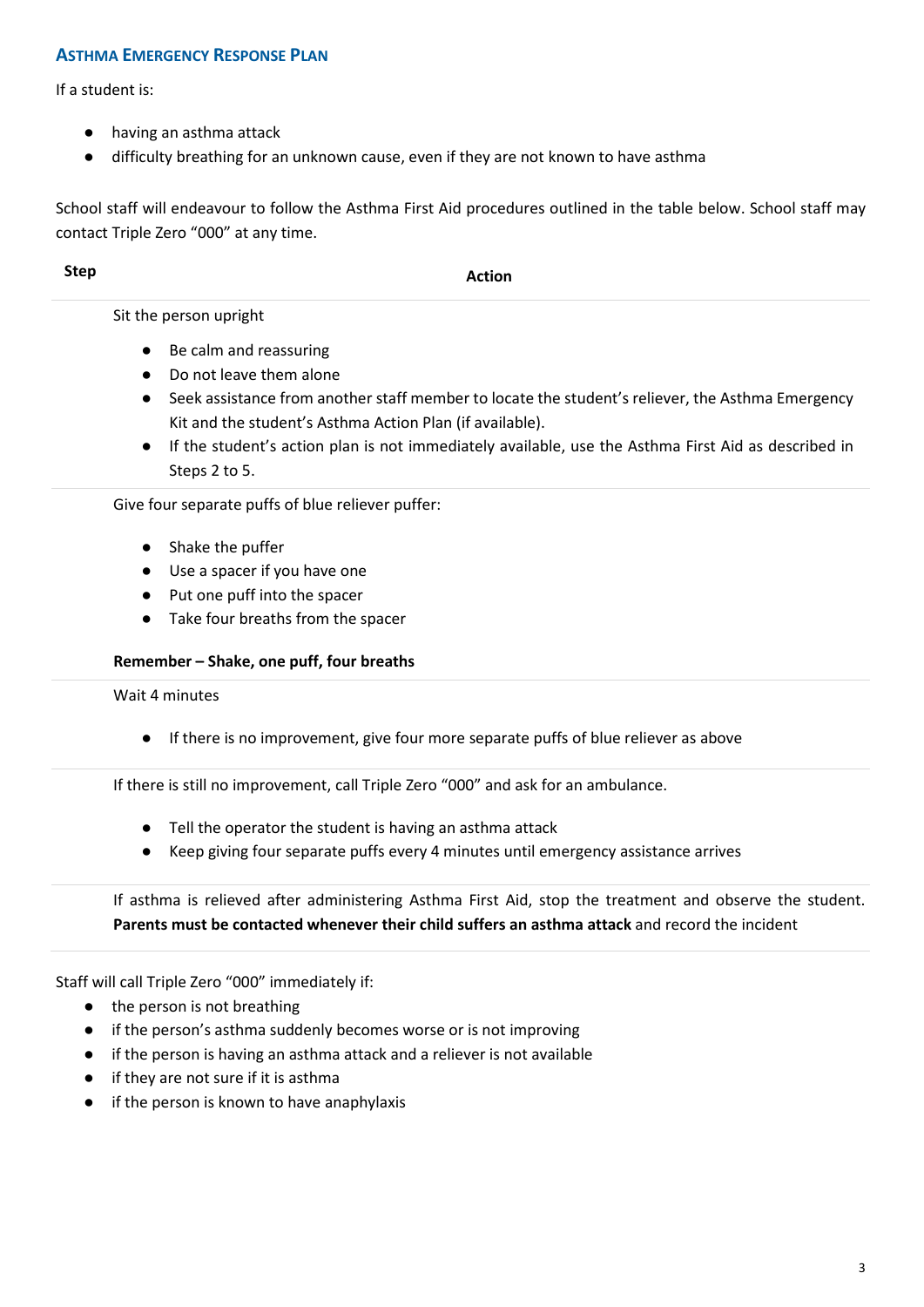### Asthma Emergency Response Plan

If a student is:

- having an asthma attack
- difficulty breathing for an unknown cause, even if they are not known to have asthma

School staff will endeavour to follow the Asthma First Aid procedures outlined in the table below. School staff may contact Triple Zero "000" at any time.

| Step | Action |
| --- | --- |
| | Sit the person upright<br>• Be calm and reassuring<br>• Do not leave them alone<br>• Seek assistance from another staff member to locate the student's reliever, the Asthma Emergency Kit and the student's Asthma Action Plan (if available).<br>• If the student's action plan is not immediately available, use the Asthma First Aid as described in Steps 2 to 5. |
| | Give four separate puffs of blue reliever puffer:<br>• Shake the puffer<br>• Use a spacer if you have one<br>• Put one puff into the spacer<br>• Take four breaths from the spacer<br>**Remember – Shake, one puff, four breaths** |
| | Wait 4 minutes<br>• If there is no improvement, give four more separate puffs of blue reliever as above |
| | If there is still no improvement, call Triple Zero "000" and ask for an ambulance.<br>• Tell the operator the student is having an asthma attack<br>• Keep giving four separate puffs every 4 minutes until emergency assistance arrives |
| | If asthma is relieved after administering Asthma First Aid, stop the treatment and observe the student. **Parents must be contacted whenever their child suffers an asthma attack** and record the incident |

Staff will call Triple Zero "000" immediately if:

- the person is not breathing
- if the person's asthma suddenly becomes worse or is not improving
- if the person is having an asthma attack and a reliever is not available
- if they are not sure if it is asthma
- if the person is known to have anaphylaxis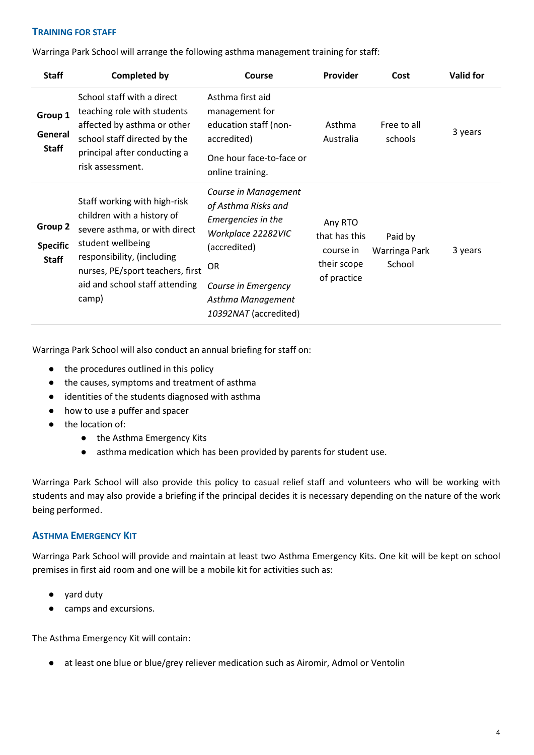## Training for Staff

Warringa Park School will arrange the following asthma management training for staff:

| Staff | Completed by | Course | Provider | Cost | Valid for |
|---|---|---|---|---|---|
| **Group 1 General Staff** | School staff with a direct teaching role with students affected by asthma or other school staff directed by the principal after conducting a risk assessment. | Asthma first aid management for education staff (non-accredited) One hour face-to-face or online training. | Asthma Australia | Free to all schools | 3 years |
| **Group 2 Specific Staff** | Staff working with high-risk children with a history of severe asthma, or with direct student wellbeing responsibility, (including nurses, PE/sport teachers, first aid and school staff attending camp) | *Course in Management of Asthma Risks and Emergencies in the Workplace 22282VIC* (accredited) OR *Course in Emergency Asthma Management 10392NAT* (accredited) | Any RTO that has this course in their scope of practice | Paid by Warringa Park School | 3 years |

Warringa Park School will also conduct an annual briefing for staff on:

- the procedures outlined in this policy
- the causes, symptoms and treatment of asthma
- identities of the students diagnosed with asthma
- how to use a puffer and spacer
- the location of:
  - the Asthma Emergency Kits
  - asthma medication which has been provided by parents for student use.

Warringa Park School will also provide this policy to casual relief staff and volunteers who will be working with students and may also provide a briefing if the principal decides it is necessary depending on the nature of the work being performed.

## Asthma Emergency Kit

Warringa Park School will provide and maintain at least two Asthma Emergency Kits. One kit will be kept on school premises in first aid room and one will be a mobile kit for activities such as:

- yard duty
- camps and excursions.

The Asthma Emergency Kit will contain:

- at least one blue or blue/grey reliever medication such as Airomir, Admol or Ventolin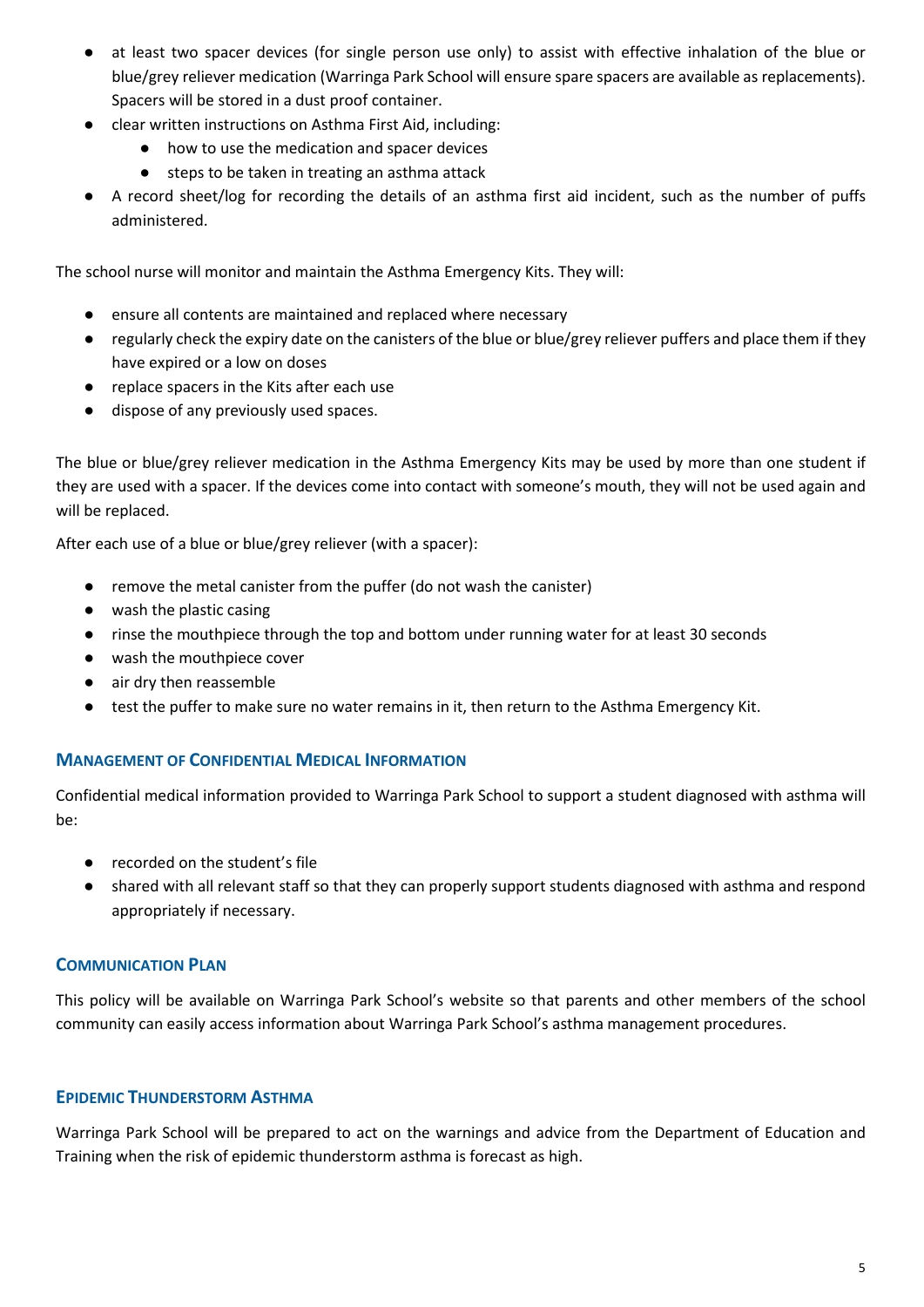- at least two spacer devices (for single person use only) to assist with effective inhalation of the blue or blue/grey reliever medication (Warringa Park School will ensure spare spacers are available as replacements). Spacers will be stored in a dust proof container.
- clear written instructions on Asthma First Aid, including:
    - how to use the medication and spacer devices
    - steps to be taken in treating an asthma attack
- A record sheet/log for recording the details of an asthma first aid incident, such as the number of puffs administered.

The school nurse will monitor and maintain the Asthma Emergency Kits. They will:

- ensure all contents are maintained and replaced where necessary
- regularly check the expiry date on the canisters of the blue or blue/grey reliever puffers and place them if they have expired or a low on doses
- replace spacers in the Kits after each use
- dispose of any previously used spaces.

The blue or blue/grey reliever medication in the Asthma Emergency Kits may be used by more than one student if they are used with a spacer. If the devices come into contact with someone's mouth, they will not be used again and will be replaced.

After each use of a blue or blue/grey reliever (with a spacer):

- remove the metal canister from the puffer (do not wash the canister)
- wash the plastic casing
- rinse the mouthpiece through the top and bottom under running water for at least 30 seconds
- wash the mouthpiece cover
- air dry then reassemble
- test the puffer to make sure no water remains in it, then return to the Asthma Emergency Kit.

## Management of Confidential Medical Information

Confidential medical information provided to Warringa Park School to support a student diagnosed with asthma will be:

- recorded on the student's file
- shared with all relevant staff so that they can properly support students diagnosed with asthma and respond appropriately if necessary.

## Communication Plan

This policy will be available on Warringa Park School's website so that parents and other members of the school community can easily access information about Warringa Park School's asthma management procedures.

## Epidemic Thunderstorm Asthma

Warringa Park School will be prepared to act on the warnings and advice from the Department of Education and Training when the risk of epidemic thunderstorm asthma is forecast as high.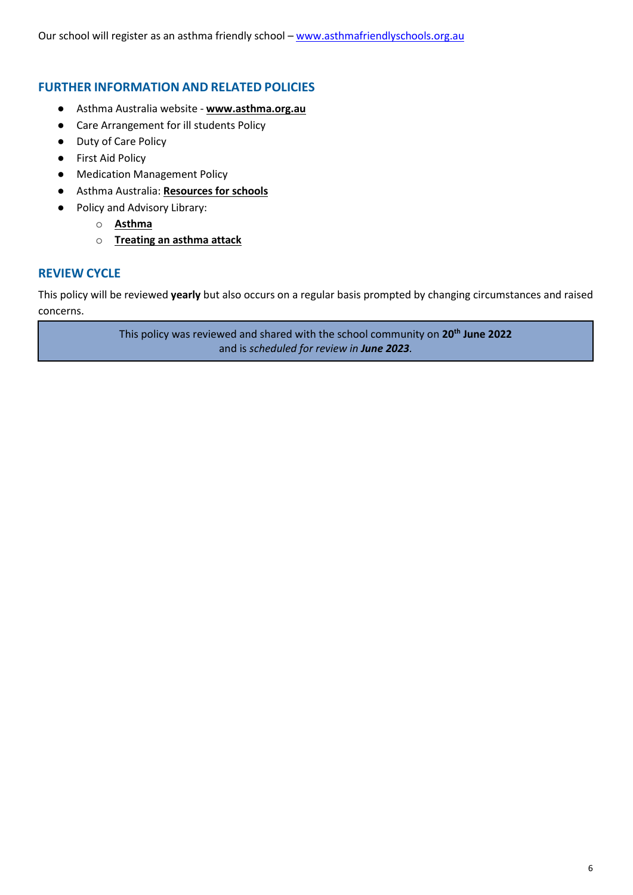Our school will register as an asthma friendly school – www.asthmafriendlyschools.org.au

## FURTHER INFORMATION AND RELATED POLICIES

- Asthma Australia website - **www.asthma.org.au**
- Care Arrangement for ill students Policy
- Duty of Care Policy
- First Aid Policy
- Medication Management Policy
- Asthma Australia: **Resources for schools**
- Policy and Advisory Library:
    - **Asthma**
    - **Treating an asthma attack**

## REVIEW CYCLE

This policy will be reviewed **yearly** but also occurs on a regular basis prompted by changing circumstances and raised concerns.

This policy was reviewed and shared with the school community on **20th June 2022** and is *scheduled for review in* ***June 2023***.